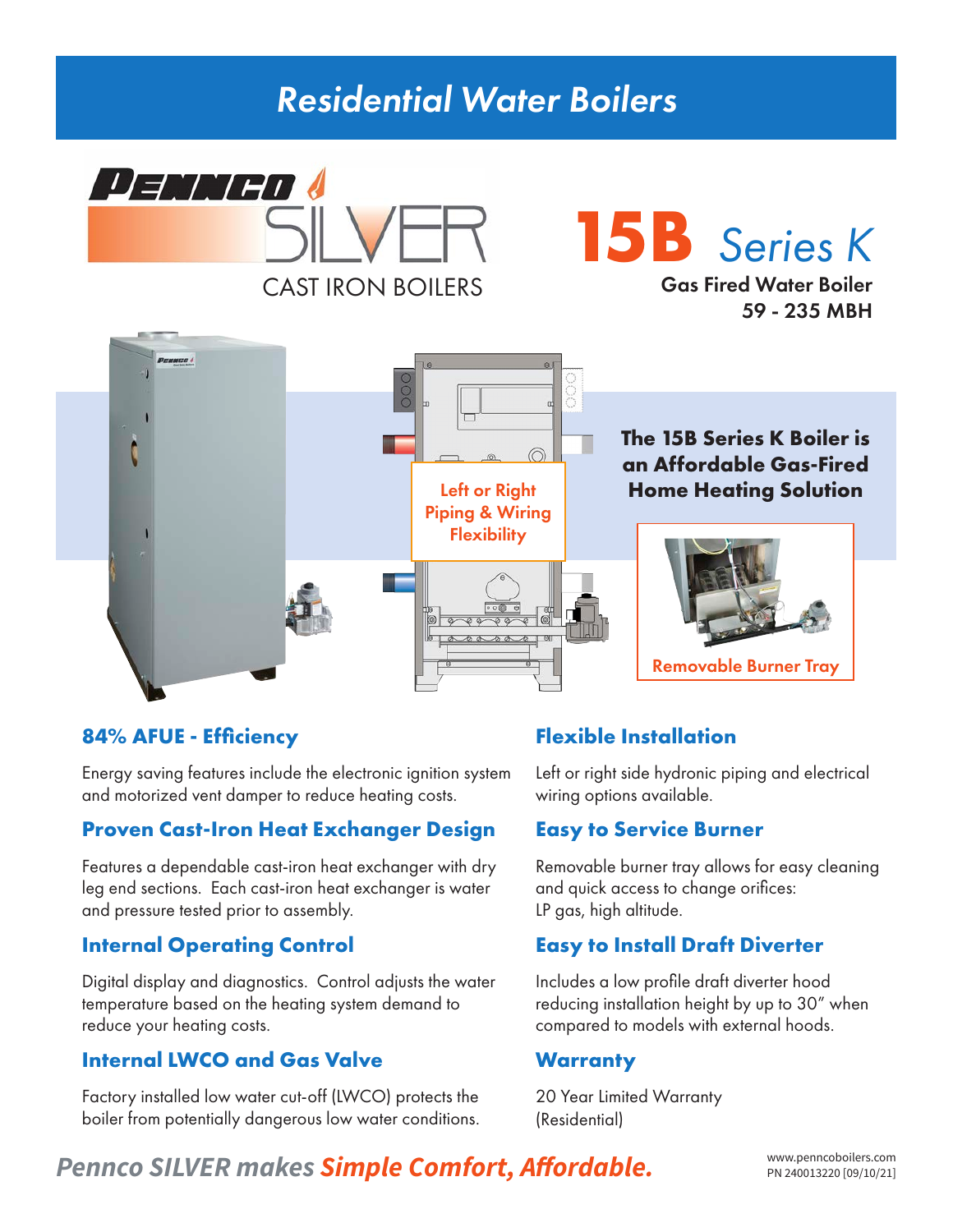# Residential Water Boilers

PENNCO SILVER

CAST IRON BOILERS

## 15B Series K

**Gas Fired Water Boiler**
**59 - 235 MBH**

Left or Right Piping & Wiring Flexibility

**The 15B Series K Boiler is an Affordable Gas-Fired Home Heating Solution**

Removable Burner Tray

### 84% AFUE - Efficiency

Energy saving features include the electronic ignition system and motorized vent damper to reduce heating costs.

### Proven Cast-Iron Heat Exchanger Design

Features a dependable cast-iron heat exchanger with dry leg end sections. Each cast-iron heat exchanger is water and pressure tested prior to assembly.

### Internal Operating Control

Digital display and diagnostics. Control adjusts the water temperature based on the heating system demand to reduce your heating costs.

### Internal LWCO and Gas Valve

Factory installed low water cut-off (LWCO) protects the boiler from potentially dangerous low water conditions.

### Flexible Installation

Left or right side hydronic piping and electrical wiring options available.

### Easy to Service Burner

Removable burner tray allows for easy cleaning and quick access to change orifices:
LP gas, high altitude.

### Easy to Install Draft Diverter

Includes a low profile draft diverter hood reducing installation height by up to 30" when compared to models with external hoods.

### Warranty

20 Year Limited Warranty
(Residential)

*Pennco SILVER makes **Simple Comfort, Affordable.***

www.penncoboilers.com
PN 240013220 [09/10/21]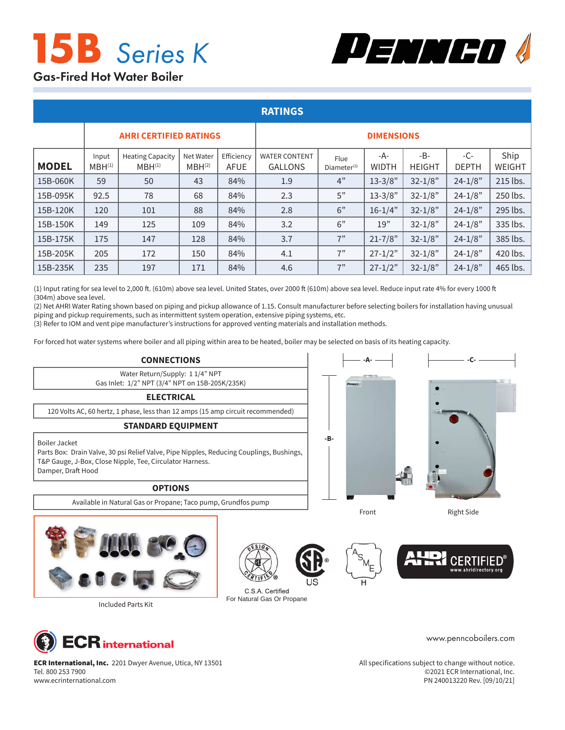# 15B Series K

## Gas-Fired Hot Water Boiler

PENNCO

## RATINGS

| | AHRI CERTIFIED RATINGS | | | | DIMENSIONS | | | | | |
|---|---|---|---|---|---|---|---|---|---|---|
| MODEL | Input MBH[1] | Heating Capacity MBH[1] | Net Water MBH[2] | Efficiency AFUE | WATER CONTENT GALLONS | Flue Diameter[3] | -A- WIDTH | -B- HEIGHT | -C- DEPTH | Ship WEIGHT |
| 15B-060K | 59 | 50 | 43 | 84% | 1.9 | 4" | 13-3/8" | 32-1/8" | 24-1/8" | 215 lbs. |
| 15B-095K | 92.5 | 78 | 68 | 84% | 2.3 | 5" | 13-3/8" | 32-1/8" | 24-1/8" | 250 lbs. |
| 15B-120K | 120 | 101 | 88 | 84% | 2.8 | 6" | 16-1/4" | 32-1/8" | 24-1/8" | 295 lbs. |
| 15B-150K | 149 | 125 | 109 | 84% | 3.2 | 6" | 19" | 32-1/8" | 24-1/8" | 335 lbs. |
| 15B-175K | 175 | 147 | 128 | 84% | 3.7 | 7" | 21-7/8" | 32-1/8" | 24-1/8" | 385 lbs. |
| 15B-205K | 205 | 172 | 150 | 84% | 4.1 | 7" | 27-1/2" | 32-1/8" | 24-1/8" | 420 lbs. |
| 15B-235K | 235 | 197 | 171 | 84% | 4.6 | 7" | 27-1/2" | 32-1/8" | 24-1/8" | 465 lbs. |

(1) Input rating for sea level to 2,000 ft. (610m) above sea level. United States, over 2000 ft (610m) above sea level. Reduce input rate 4% for every 1000 ft (304m) above sea level.
(2) Net AHRI Water Rating shown based on piping and pickup allowance of 1.15. Consult manufacturer before selecting boilers for installation having unusual piping and pickup requirements, such as intermittent system operation, extensive piping systems, etc.
(3) Refer to IOM and vent pipe manufacturer's instructions for approved venting materials and installation methods.

For forced hot water systems where boiler and all piping within area to be heated, boiler may be selected on basis of its heating capacity.

### CONNECTIONS

Water Return/Supply: 1 1/4" NPT
Gas Inlet: 1/2" NPT (3/4" NPT on 15B-205K/235K)

### ELECTRICAL

120 Volts AC, 60 hertz, 1 phase, less than 12 amps (15 amp circuit recommended)

### STANDARD EQUIPMENT

Boiler Jacket
Parts Box: Drain Valve, 30 psi Relief Valve, Pipe Nipples, Reducing Couplings, Bushings, T&P Gauge, J-Box, Close Nipple, Tee, Circulator Harness.
Damper, Draft Hood

### OPTIONS

Available in Natural Gas or Propane; Taco pump, Grundfos pump

-A- -C- -B-

Front

Right Side

Included Parts Kit

C.S.A. Certified
For Natural Gas Or Propane

AHRI CERTIFIED® www.ahridirectory.org

ECR international

www.penncoboilers.com

**ECR International, Inc.** 2201 Dwyer Avenue, Utica, NY 13501
Tel. 800 253 7900
www.ecrinternational.com

All specifications subject to change without notice.
©2021 ECR International, Inc.
PN 240013220 Rev. [09/10/21]